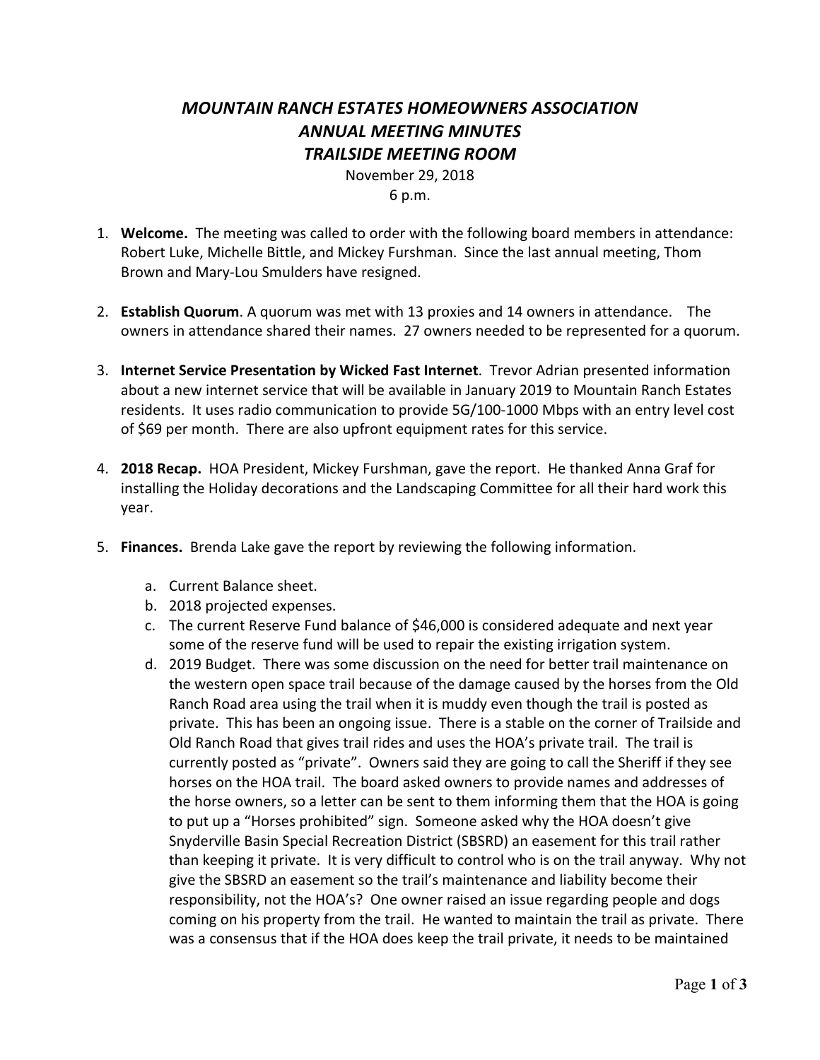# *MOUNTAIN RANCH ESTATES HOMEOWNERS ASSOCIATION*
## *ANNUAL MEETING MINUTES*
## *TRAILSIDE MEETING ROOM*

November 29, 2018
6 p.m.

1. **Welcome.** The meeting was called to order with the following board members in attendance: Robert Luke, Michelle Bittle, and Mickey Furshman. Since the last annual meeting, Thom Brown and Mary-Lou Smulders have resigned.

2. **Establish Quorum**. A quorum was met with 13 proxies and 14 owners in attendance. The owners in attendance shared their names. 27 owners needed to be represented for a quorum.

3. **Internet Service Presentation by Wicked Fast Internet**. Trevor Adrian presented information about a new internet service that will be available in January 2019 to Mountain Ranch Estates residents. It uses radio communication to provide 5G/100-1000 Mbps with an entry level cost of $69 per month. There are also upfront equipment rates for this service.

4. **2018 Recap.** HOA President, Mickey Furshman, gave the report. He thanked Anna Graf for installing the Holiday decorations and the Landscaping Committee for all their hard work this year.

5. **Finances.** Brenda Lake gave the report by reviewing the following information.

    a. Current Balance sheet.

    b. 2018 projected expenses.

    c. The current Reserve Fund balance of $46,000 is considered adequate and next year some of the reserve fund will be used to repair the existing irrigation system.

    d. 2019 Budget. There was some discussion on the need for better trail maintenance on the western open space trail because of the damage caused by the horses from the Old Ranch Road area using the trail when it is muddy even though the trail is posted as private. This has been an ongoing issue. There is a stable on the corner of Trailside and Old Ranch Road that gives trail rides and uses the HOA's private trail. The trail is currently posted as "private". Owners said they are going to call the Sheriff if they see horses on the HOA trail. The board asked owners to provide names and addresses of the horse owners, so a letter can be sent to them informing them that the HOA is going to put up a "Horses prohibited" sign. Someone asked why the HOA doesn't give Snyderville Basin Special Recreation District (SBSRD) an easement for this trail rather than keeping it private. It is very difficult to control who is on the trail anyway. Why not give the SBSRD an easement so the trail's maintenance and liability become their responsibility, not the HOA's? One owner raised an issue regarding people and dogs coming on his property from the trail. He wanted to maintain the trail as private. There was a consensus that if the HOA does keep the trail private, it needs to be maintained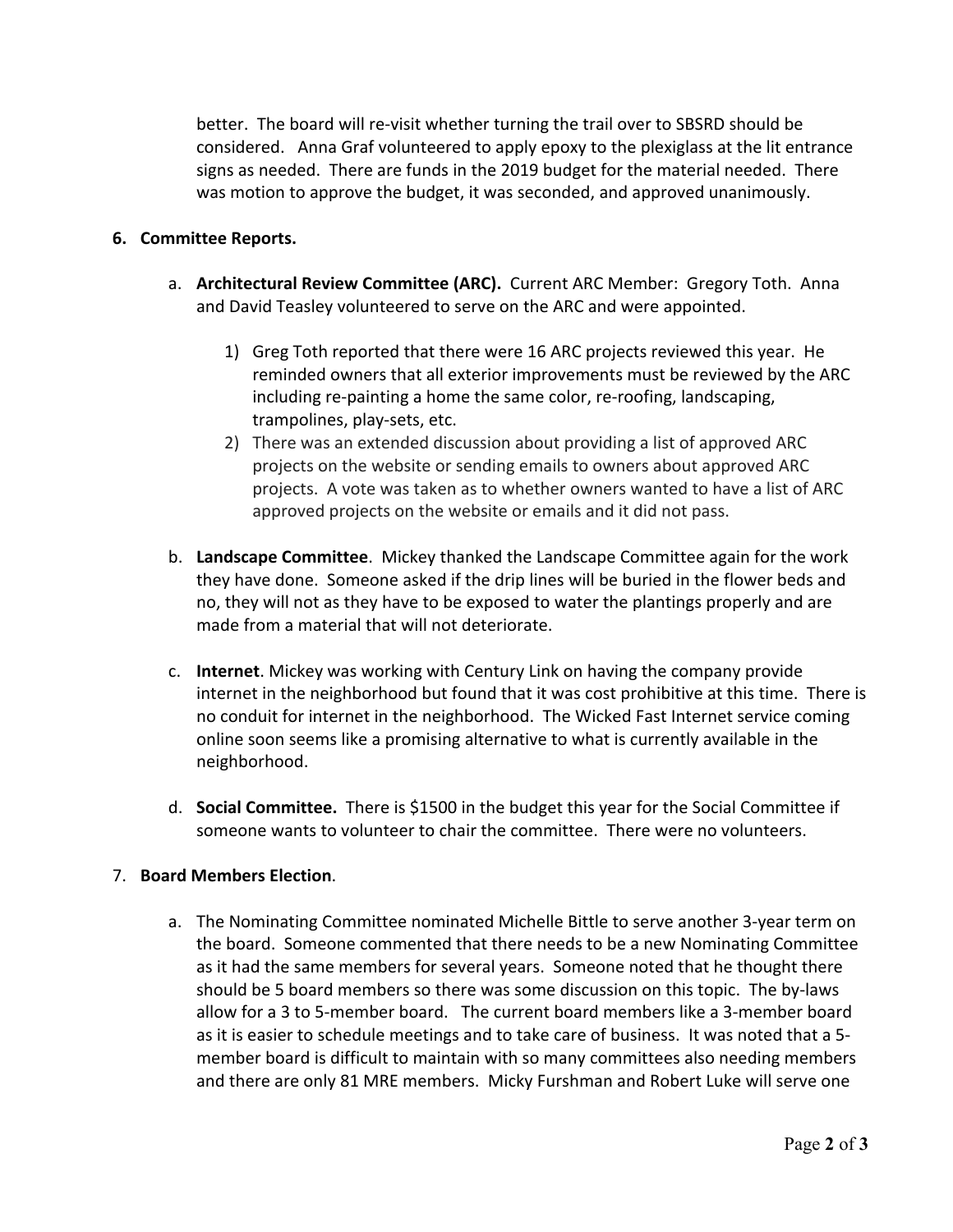better. The board will re-visit whether turning the trail over to SBSRD should be considered. Anna Graf volunteered to apply epoxy to the plexiglass at the lit entrance signs as needed. There are funds in the 2019 budget for the material needed. There was motion to approve the budget, it was seconded, and approved unanimously.

6. **Committee Reports.**

   a. **Architectural Review Committee (ARC).** Current ARC Member: Gregory Toth. Anna and David Teasley volunteered to serve on the ARC and were appointed.

      1) Greg Toth reported that there were 16 ARC projects reviewed this year. He reminded owners that all exterior improvements must be reviewed by the ARC including re-painting a home the same color, re-roofing, landscaping, trampolines, play-sets, etc.
      2) There was an extended discussion about providing a list of approved ARC projects on the website or sending emails to owners about approved ARC projects. A vote was taken as to whether owners wanted to have a list of ARC approved projects on the website or emails and it did not pass.

   b. **Landscape Committee**. Mickey thanked the Landscape Committee again for the work they have done. Someone asked if the drip lines will be buried in the flower beds and no, they will not as they have to be exposed to water the plantings properly and are made from a material that will not deteriorate.

   c. **Internet**. Mickey was working with Century Link on having the company provide internet in the neighborhood but found that it was cost prohibitive at this time. There is no conduit for internet in the neighborhood. The Wicked Fast Internet service coming online soon seems like a promising alternative to what is currently available in the neighborhood.

   d. **Social Committee.** There is $1500 in the budget this year for the Social Committee if someone wants to volunteer to chair the committee. There were no volunteers.

7. **Board Members Election**.

   a. The Nominating Committee nominated Michelle Bittle to serve another 3-year term on the board. Someone commented that there needs to be a new Nominating Committee as it had the same members for several years. Someone noted that he thought there should be 5 board members so there was some discussion on this topic. The by-laws allow for a 3 to 5-member board. The current board members like a 3-member board as it is easier to schedule meetings and to take care of business. It was noted that a 5-member board is difficult to maintain with so many committees also needing members and there are only 81 MRE members. Micky Furshman and Robert Luke will serve one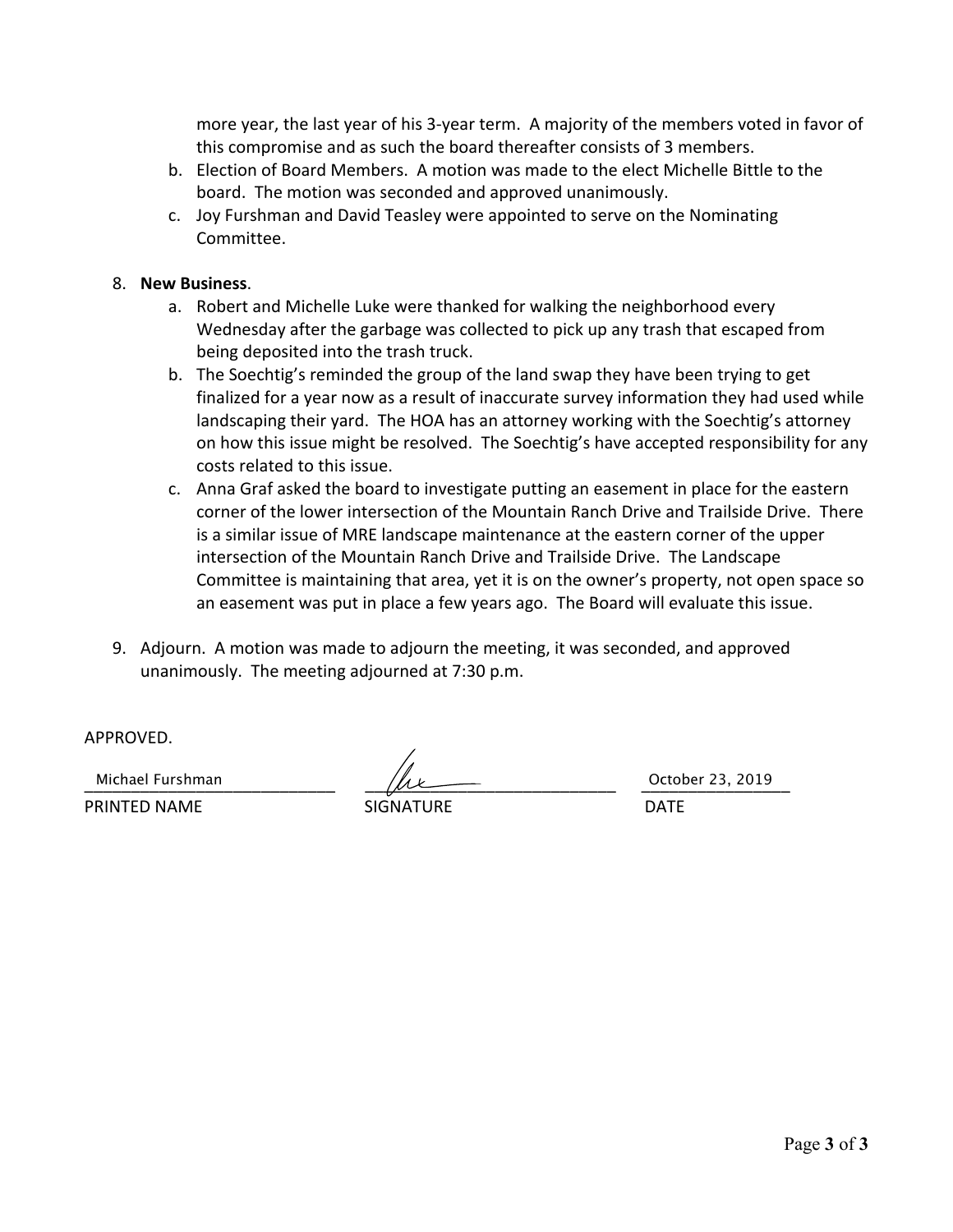more year, the last year of his 3-year term. A majority of the members voted in favor of this compromise and as such the board thereafter consists of 3 members.

   b. Election of Board Members. A motion was made to the elect Michelle Bittle to the board. The motion was seconded and approved unanimously.
   c. Joy Furshman and David Teasley were appointed to serve on the Nominating Committee.

8. **New Business**.
   a. Robert and Michelle Luke were thanked for walking the neighborhood every Wednesday after the garbage was collected to pick up any trash that escaped from being deposited into the trash truck.
   b. The Soechtig's reminded the group of the land swap they have been trying to get finalized for a year now as a result of inaccurate survey information they had used while landscaping their yard. The HOA has an attorney working with the Soechtig's attorney on how this issue might be resolved. The Soechtig's have accepted responsibility for any costs related to this issue.
   c. Anna Graf asked the board to investigate putting an easement in place for the eastern corner of the lower intersection of the Mountain Ranch Drive and Trailside Drive. There is a similar issue of MRE landscape maintenance at the eastern corner of the upper intersection of the Mountain Ranch Drive and Trailside Drive. The Landscape Committee is maintaining that area, yet it is on the owner's property, not open space so an easement was put in place a few years ago. The Board will evaluate this issue.

9. Adjourn. A motion was made to adjourn the meeting, it was seconded, and approved unanimously. The meeting adjourned at 7:30 p.m.

APPROVED.

| | | |
|---|---|---|
| Michael Furshman | [signature] | October 23, 2019 |
| PRINTED NAME | SIGNATURE | DATE |